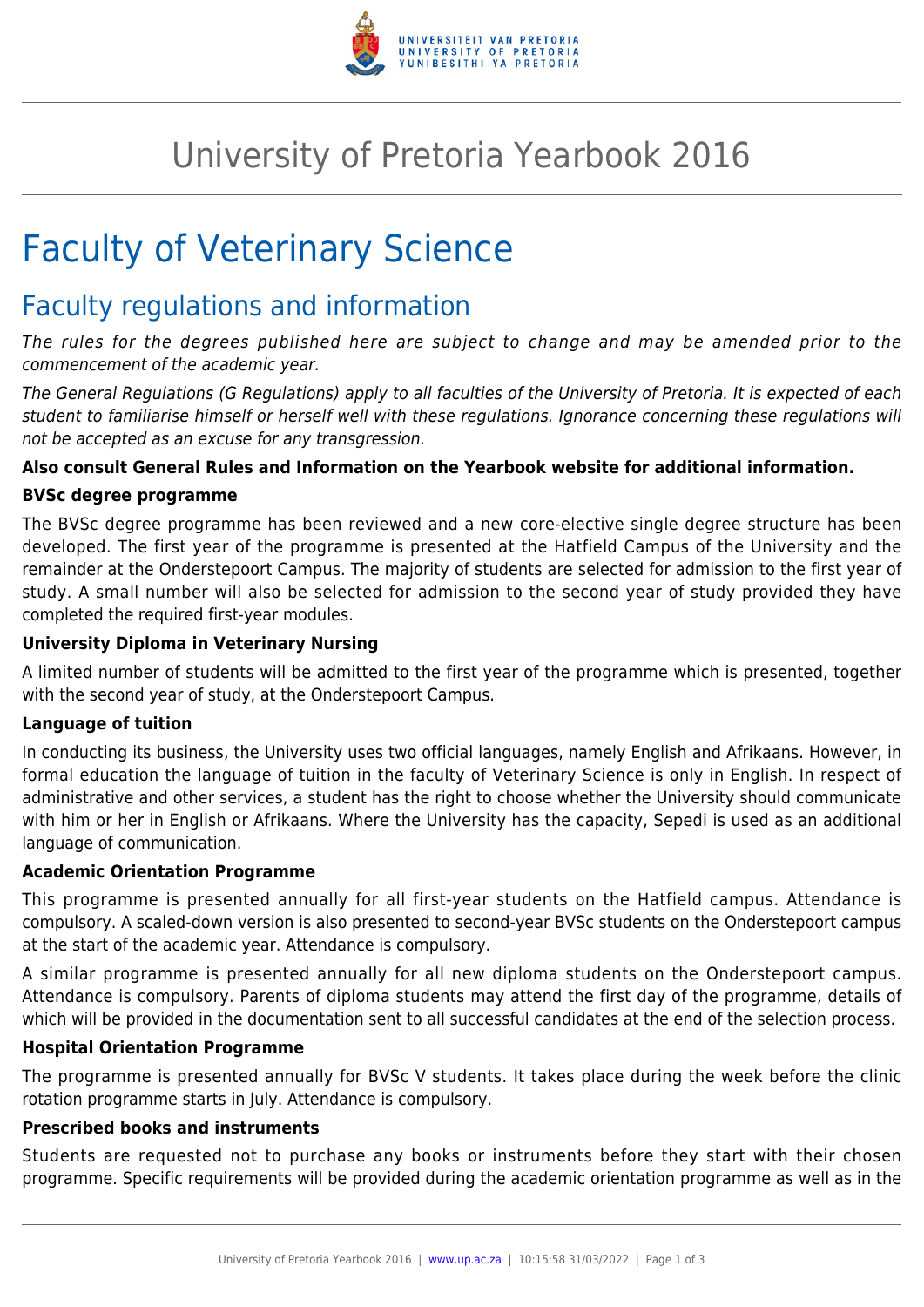# University of Pretoria Yearbook 2016

# Faculty of Veterinary Science

## Faculty regulations and information

*The rules for the degrees published here are subject to change and may be amended prior to the commencement of the academic year.*

*The General Regulations (G Regulations) apply to all faculties of the University of Pretoria. It is expected of each student to familiarise himself or herself well with these regulations. Ignorance concerning these regulations will not be accepted as an excuse for any transgression.*

**Also consult General Rules and Information on the Yearbook website for additional information.**

**BVSc degree programme**

The BVSc degree programme has been reviewed and a new core-elective single degree structure has been developed. The first year of the programme is presented at the Hatfield Campus of the University and the remainder at the Onderstepoort Campus. The majority of students are selected for admission to the first year of study. A small number will also be selected for admission to the second year of study provided they have completed the required first-year modules.

**University Diploma in Veterinary Nursing**

A limited number of students will be admitted to the first year of the programme which is presented, together with the second year of study, at the Onderstepoort Campus.

**Language of tuition**

In conducting its business, the University uses two official languages, namely English and Afrikaans. However, in formal education the language of tuition in the faculty of Veterinary Science is only in English. In respect of administrative and other services, a student has the right to choose whether the University should communicate with him or her in English or Afrikaans. Where the University has the capacity, Sepedi is used as an additional language of communication.

**Academic Orientation Programme**

This programme is presented annually for all first-year students on the Hatfield campus. Attendance is compulsory. A scaled-down version is also presented to second-year BVSc students on the Onderstepoort campus at the start of the academic year. Attendance is compulsory.

A similar programme is presented annually for all new diploma students on the Onderstepoort campus. Attendance is compulsory. Parents of diploma students may attend the first day of the programme, details of which will be provided in the documentation sent to all successful candidates at the end of the selection process.

**Hospital Orientation Programme**

The programme is presented annually for BVSc V students. It takes place during the week before the clinic rotation programme starts in July. Attendance is compulsory.

**Prescribed books and instruments**

Students are requested not to purchase any books or instruments before they start with their chosen programme. Specific requirements will be provided during the academic orientation programme as well as in the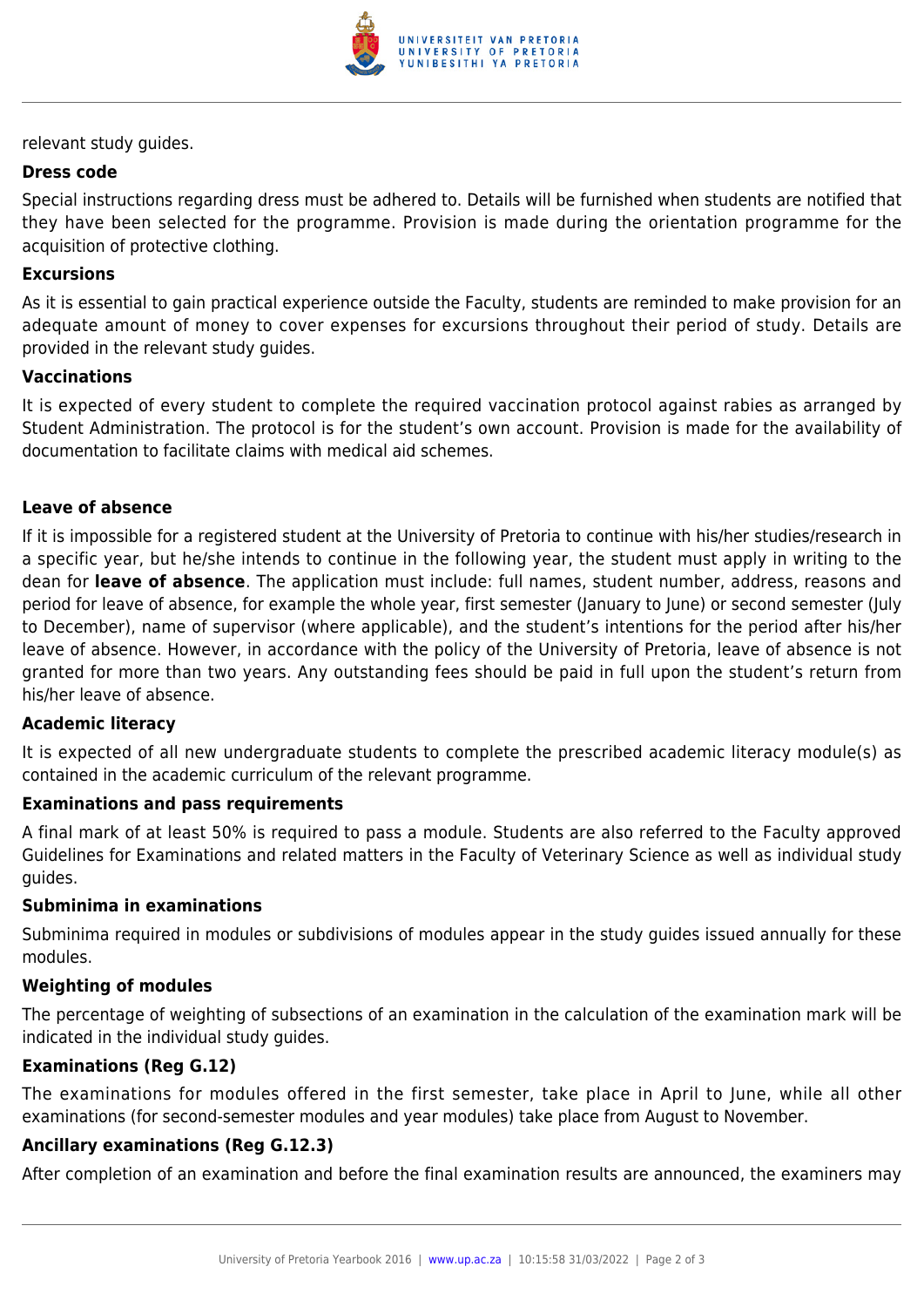relevant study guides.

#### Dress code

Special instructions regarding dress must be adhered to. Details will be furnished when students are notified that they have been selected for the programme. Provision is made during the orientation programme for the acquisition of protective clothing.

#### Excursions

As it is essential to gain practical experience outside the Faculty, students are reminded to make provision for an adequate amount of money to cover expenses for excursions throughout their period of study. Details are provided in the relevant study guides.

#### Vaccinations

It is expected of every student to complete the required vaccination protocol against rabies as arranged by Student Administration. The protocol is for the student's own account. Provision is made for the availability of documentation to facilitate claims with medical aid schemes.

#### Leave of absence

If it is impossible for a registered student at the University of Pretoria to continue with his/her studies/research in a specific year, but he/she intends to continue in the following year, the student must apply in writing to the dean for **leave of absence**. The application must include: full names, student number, address, reasons and period for leave of absence, for example the whole year, first semester (January to June) or second semester (July to December), name of supervisor (where applicable), and the student's intentions for the period after his/her leave of absence. However, in accordance with the policy of the University of Pretoria, leave of absence is not granted for more than two years. Any outstanding fees should be paid in full upon the student's return from his/her leave of absence.

#### Academic literacy

It is expected of all new undergraduate students to complete the prescribed academic literacy module(s) as contained in the academic curriculum of the relevant programme.

#### Examinations and pass requirements

A final mark of at least 50% is required to pass a module. Students are also referred to the Faculty approved Guidelines for Examinations and related matters in the Faculty of Veterinary Science as well as individual study guides.

#### Subminima in examinations

Subminima required in modules or subdivisions of modules appear in the study guides issued annually for these modules.

#### Weighting of modules

The percentage of weighting of subsections of an examination in the calculation of the examination mark will be indicated in the individual study guides.

#### Examinations (Reg G.12)

The examinations for modules offered in the first semester, take place in April to June, while all other examinations (for second-semester modules and year modules) take place from August to November.

#### Ancillary examinations (Reg G.12.3)

After completion of an examination and before the final examination results are announced, the examiners may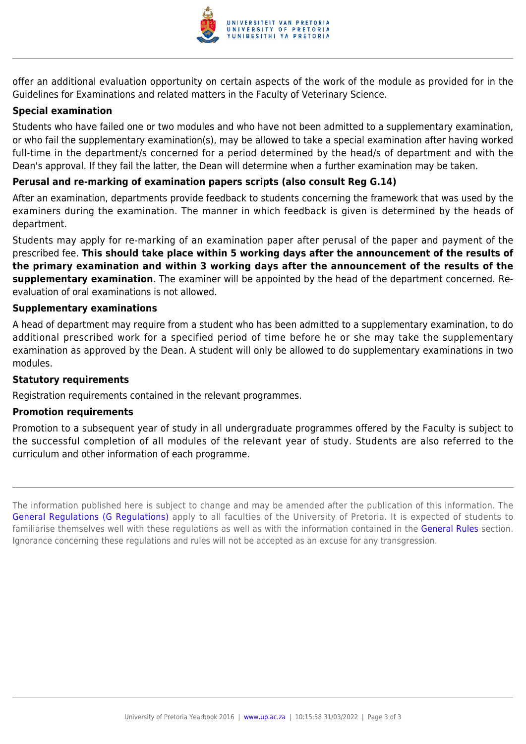offer an additional evaluation opportunity on certain aspects of the work of the module as provided for in the Guidelines for Examinations and related matters in the Faculty of Veterinary Science.

### Special examination

Students who have failed one or two modules and who have not been admitted to a supplementary examination, or who fail the supplementary examination(s), may be allowed to take a special examination after having worked full-time in the department/s concerned for a period determined by the head/s of department and with the Dean's approval. If they fail the latter, the Dean will determine when a further examination may be taken.

### Perusal and re-marking of examination papers scripts (also consult Reg G.14)

After an examination, departments provide feedback to students concerning the framework that was used by the examiners during the examination. The manner in which feedback is given is determined by the heads of department.

Students may apply for re-marking of an examination paper after perusal of the paper and payment of the prescribed fee. **This should take place within 5 working days after the announcement of the results of the primary examination and within 3 working days after the announcement of the results of the supplementary examination**. The examiner will be appointed by the head of the department concerned. Re-evaluation of oral examinations is not allowed.

### Supplementary examinations

A head of department may require from a student who has been admitted to a supplementary examination, to do additional prescribed work for a specified period of time before he or she may take the supplementary examination as approved by the Dean. A student will only be allowed to do supplementary examinations in two modules.

### Statutory requirements

Registration requirements contained in the relevant programmes.

### Promotion requirements

Promotion to a subsequent year of study in all undergraduate programmes offered by the Faculty is subject to the successful completion of all modules of the relevant year of study. Students are also referred to the curriculum and other information of each programme.

---

The information published here is subject to change and may be amended after the publication of this information. The General Regulations (G Regulations) apply to all faculties of the University of Pretoria. It is expected of students to familiarise themselves well with these regulations as well as with the information contained in the General Rules section. Ignorance concerning these regulations and rules will not be accepted as an excuse for any transgression.